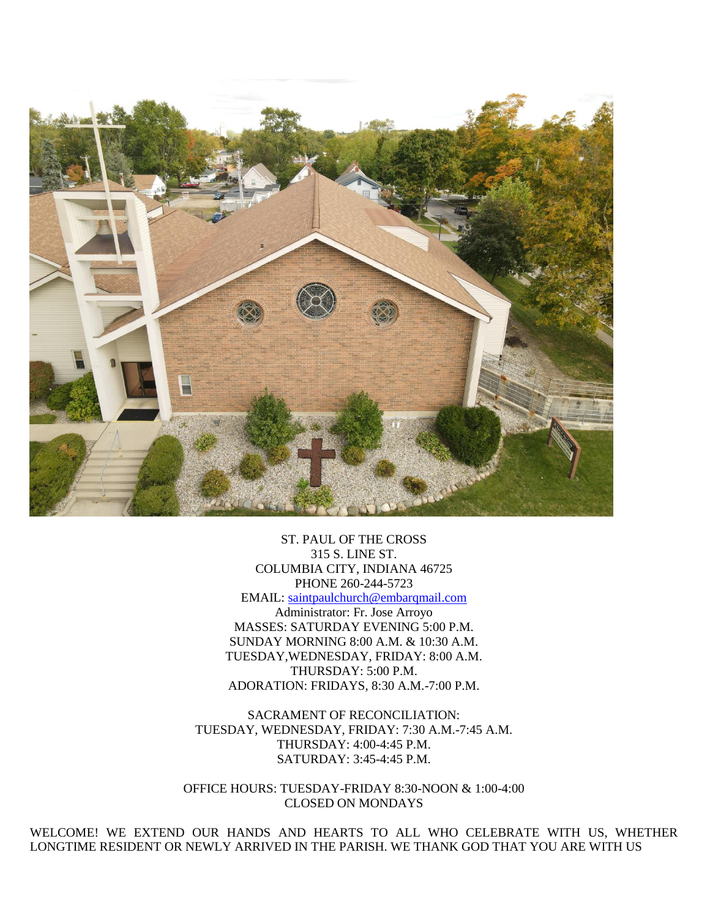ST. PAUL OF THE CROSS
315 S. LINE ST.
COLUMBIA CITY, INDIANA 46725
PHONE 260-244-5723
EMAIL: [saintpaulchurch@embarqmail.com](mailto:saintpaulchurch@embarqmail.com)
Administrator: Fr. Jose Arroyo
MASSES: SATURDAY EVENING 5:00 P.M.
SUNDAY MORNING 8:00 A.M. & 10:30 A.M.
TUESDAY,WEDNESDAY, FRIDAY: 8:00 A.M.
THURSDAY: 5:00 P.M.
ADORATION: FRIDAYS, 8:30 A.M.-7:00 P.M.

SACRAMENT OF RECONCILIATION:
TUESDAY, WEDNESDAY, FRIDAY: 7:30 A.M.-7:45 A.M.
THURSDAY: 4:00-4:45 P.M.
SATURDAY: 3:45-4:45 P.M.

OFFICE HOURS: TUESDAY-FRIDAY 8:30-NOON & 1:00-4:00
CLOSED ON MONDAYS

WELCOME! WE EXTEND OUR HANDS AND HEARTS TO ALL WHO CELEBRATE WITH US, WHETHER LONGTIME RESIDENT OR NEWLY ARRIVED IN THE PARISH. WE THANK GOD THAT YOU ARE WITH US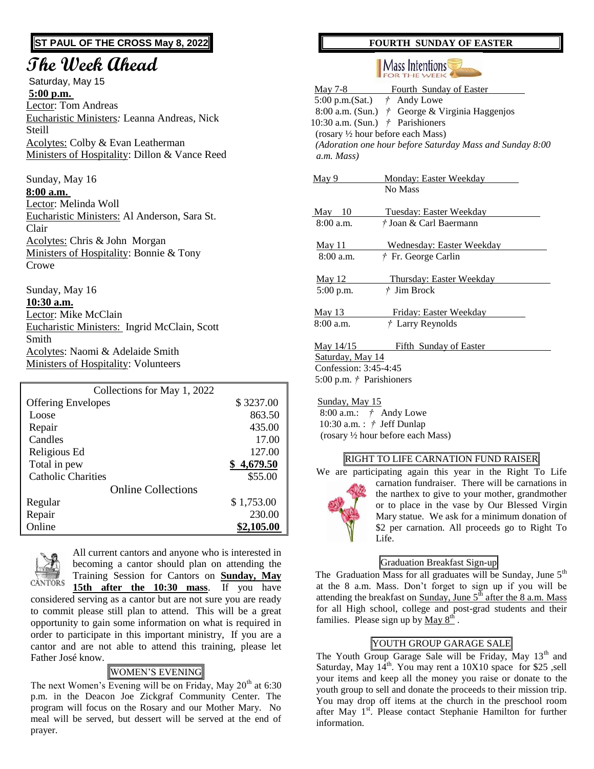**ST PAUL OF THE CROSS May 8, 2022**

# The Week Ahead

Saturday, May 15

**5:00 p.m.**

Lector: Tom Andreas

Eucharistic Ministers: Leanna Andreas, Nick Steill

Acolytes: Colby & Evan Leatherman

Ministers of Hospitality: Dillon & Vance Reed

Sunday, May 16

**8:00 a.m.**

Lector: Melinda Woll

Eucharistic Ministers: Al Anderson, Sara St. Clair

Acolytes: Chris & John Morgan

Ministers of Hospitality: Bonnie & Tony Crowe

Sunday, May 16

**10:30 a.m.**

Lector: Mike McClain

Eucharistic Ministers: Ingrid McClain, Scott Smith

Acolytes: Naomi & Adelaide Smith

Ministers of Hospitality: Volunteers

| Collections for May 1, 2022 | |
|---|---|
| Offering Envelopes | $ 3237.00 |
| Loose | 863.50 |
| Repair | 435.00 |
| Candles | 17.00 |
| Religious Ed | 127.00 |
| Total in pew | **$ 4,679.50** |
| Catholic Charities | $55.00 |
| Online Collections | |
| Regular | $ 1,753.00 |
| Repair | 230.00 |
| Online | **$2,105.00** |

All current cantors and anyone who is interested in becoming a cantor should plan on attending the Training Session for Cantors on **Sunday, May 15th after the 10:30 mass**. If you have considered serving as a cantor but are not sure you are ready to commit please still plan to attend. This will be a great opportunity to gain some information on what is required in order to participate in this important ministry, If you are a cantor and are not able to attend this training, please let Father José know.

## WOMEN'S EVENING

The next Women's Evening will be on Friday, May 20th at 6:30 p.m. in the Deacon Joe Zickgraf Community Center. The program will focus on the Rosary and our Mother Mary. No meal will be served, but dessert will be served at the end of prayer.

**FOURTH SUNDAY OF EASTER**

## Mass Intentions FOR THE WEEK

May 7-8 — Fourth Sunday of Easter

5:00 p.m.(Sat.) † Andy Lowe

8:00 a.m. (Sun.) † George & Virginia Haggenjos

10:30 a.m. (Sun.) † Parishioners

(rosary ½ hour before each Mass)

*(Adoration one hour before Saturday Mass and Sunday 8:00 a.m. Mass)*

May 9 — Monday: Easter Weekday

No Mass

May 10 — Tuesday: Easter Weekday

8:00 a.m. † Joan & Carl Baermann

May 11 — Wednesday: Easter Weekday

8:00 a.m. † Fr. George Carlin

May 12 — Thursday: Easter Weekday

5:00 p.m. † Jim Brock

May 13 — Friday: Easter Weekday

8:00 a.m. † Larry Reynolds

May 14/15 — Fifth Sunday of Easter

Saturday, May 14

Confession: 3:45-4:45

5:00 p.m. † Parishioners

Sunday, May 15

8:00 a.m.: † Andy Lowe

10:30 a.m. : † Jeff Dunlap

(rosary ½ hour before each Mass)

## RIGHT TO LIFE CARNATION FUND RAISER

We are participating again this year in the Right To Life carnation fundraiser. There will be carnations in the narthex to give to your mother, grandmother or to place in the vase by Our Blessed Virgin Mary statue. We ask for a minimum donation of $2 per carnation. All proceeds go to Right To Life.

## Graduation Breakfast Sign-up

The Graduation Mass for all graduates will be Sunday, June 5th at the 8 a.m. Mass. Don't forget to sign up if you will be attending the breakfast on Sunday, June 5th after the 8 a.m. Mass for all High school, college and post-grad students and their families. Please sign up by May 8th .

## YOUTH GROUP GARAGE SALE

The Youth Group Garage Sale will be Friday, May 13th and Saturday, May 14th. You may rent a 10X10 space for $25 ,sell your items and keep all the money you raise or donate to the youth group to sell and donate the proceeds to their mission trip. You may drop off items at the church in the preschool room after May 1st. Please contact Stephanie Hamilton for further information.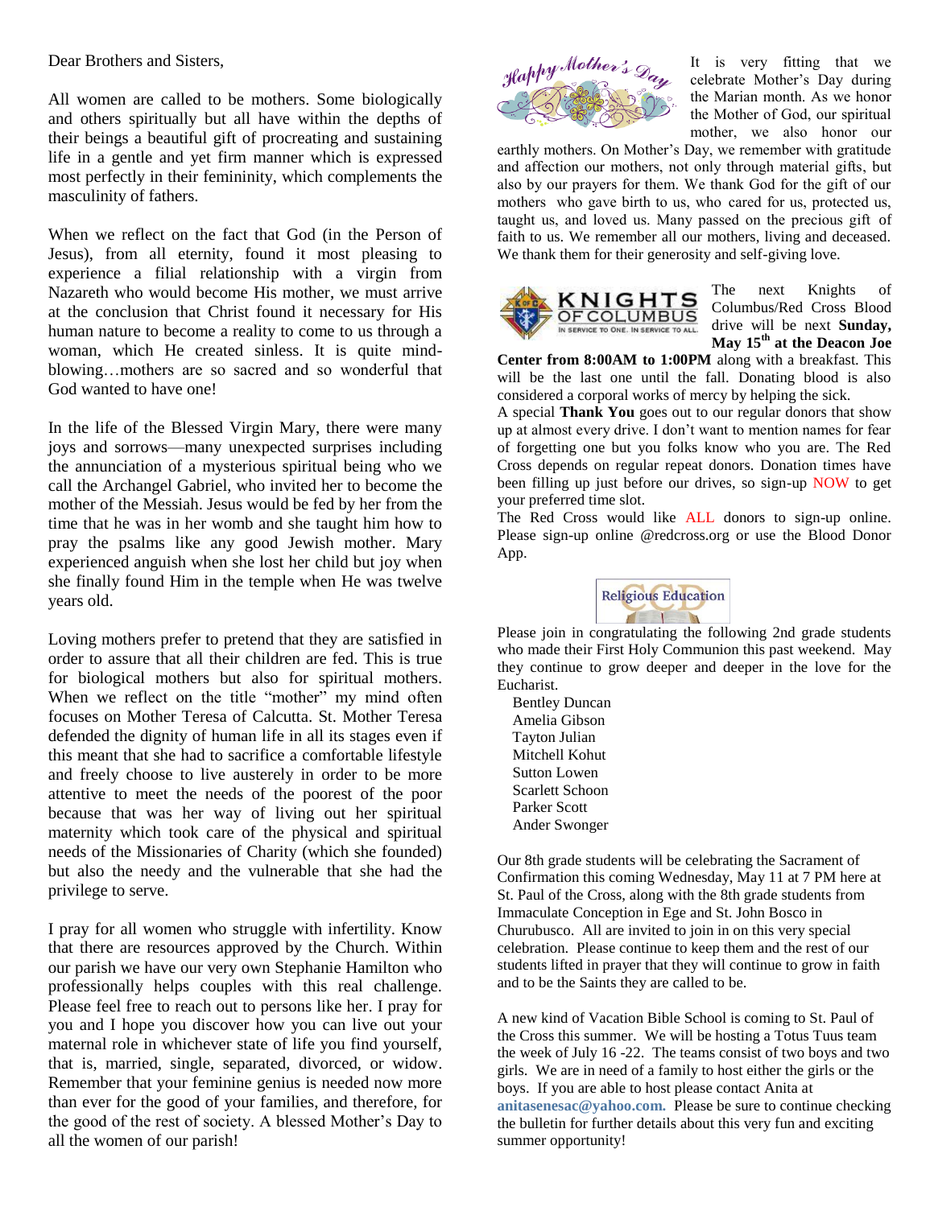Dear Brothers and Sisters,

All women are called to be mothers. Some biologically and others spiritually but all have within the depths of their beings a beautiful gift of procreating and sustaining life in a gentle and yet firm manner which is expressed most perfectly in their femininity, which complements the masculinity of fathers.

When we reflect on the fact that God (in the Person of Jesus), from all eternity, found it most pleasing to experience a filial relationship with a virgin from Nazareth who would become His mother, we must arrive at the conclusion that Christ found it necessary for His human nature to become a reality to come to us through a woman, which He created sinless. It is quite mind-blowing…mothers are so sacred and so wonderful that God wanted to have one!

In the life of the Blessed Virgin Mary, there were many joys and sorrows—many unexpected surprises including the annunciation of a mysterious spiritual being who we call the Archangel Gabriel, who invited her to become the mother of the Messiah. Jesus would be fed by her from the time that he was in her womb and she taught him how to pray the psalms like any good Jewish mother. Mary experienced anguish when she lost her child but joy when she finally found Him in the temple when He was twelve years old.

Loving mothers prefer to pretend that they are satisfied in order to assure that all their children are fed. This is true for biological mothers but also for spiritual mothers. When we reflect on the title "mother" my mind often focuses on Mother Teresa of Calcutta. St. Mother Teresa defended the dignity of human life in all its stages even if this meant that she had to sacrifice a comfortable lifestyle and freely choose to live austerely in order to be more attentive to meet the needs of the poorest of the poor because that was her way of living out her spiritual maternity which took care of the physical and spiritual needs of the Missionaries of Charity (which she founded) but also the needy and the vulnerable that she had the privilege to serve.

I pray for all women who struggle with infertility. Know that there are resources approved by the Church. Within our parish we have our very own Stephanie Hamilton who professionally helps couples with this real challenge. Please feel free to reach out to persons like her. I pray for you and I hope you discover how you can live out your maternal role in whichever state of life you find yourself, that is, married, single, separated, divorced, or widow. Remember that your feminine genius is needed now more than ever for the good of your families, and therefore, for the good of the rest of society. A blessed Mother's Day to all the women of our parish!

Happy Mother's Day

It is very fitting that we celebrate Mother's Day during the Marian month. As we honor the Mother of God, our spiritual mother, we also honor our earthly mothers. On Mother's Day, we remember with gratitude and affection our mothers, not only through material gifts, but also by our prayers for them. We thank God for the gift of our mothers who gave birth to us, who cared for us, protected us, taught us, and loved us. Many passed on the precious gift of faith to us. We remember all our mothers, living and deceased. We thank them for their generosity and self-giving love.

KNIGHTS OF COLUMBUS
IN SERVICE TO ONE. IN SERVICE TO ALL.

The next Knights of Columbus/Red Cross Blood drive will be next **Sunday, May 15th at the Deacon Joe Center from 8:00AM to 1:00PM** along with a breakfast. This will be the last one until the fall. Donating blood is also considered a corporal works of mercy by helping the sick.

A special **Thank You** goes out to our regular donors that show up at almost every drive. I don't want to mention names for fear of forgetting one but you folks know who you are. The Red Cross depends on regular repeat donors. Donation times have been filling up just before our drives, so sign-up NOW to get your preferred time slot.

The Red Cross would like ALL donors to sign-up online. Please sign-up online @redcross.org or use the Blood Donor App.

Religious Education

Please join in congratulating the following 2nd grade students who made their First Holy Communion this past weekend. May they continue to grow deeper and deeper in the love for the Eucharist.

Bentley Duncan
Amelia Gibson
Tayton Julian
Mitchell Kohut
Sutton Lowen
Scarlett Schoon
Parker Scott
Ander Swonger

Our 8th grade students will be celebrating the Sacrament of Confirmation this coming Wednesday, May 11 at 7 PM here at St. Paul of the Cross, along with the 8th grade students from Immaculate Conception in Ege and St. John Bosco in Churubusco. All are invited to join in on this very special celebration. Please continue to keep them and the rest of our students lifted in prayer that they will continue to grow in faith and to be the Saints they are called to be.

A new kind of Vacation Bible School is coming to St. Paul of the Cross this summer. We will be hosting a Totus Tuus team the week of July 16 -22. The teams consist of two boys and two girls. We are in need of a family to host either the girls or the boys. If you are able to host please contact Anita at **anitasenesac@yahoo.com.** Please be sure to continue checking the bulletin for further details about this very fun and exciting summer opportunity!